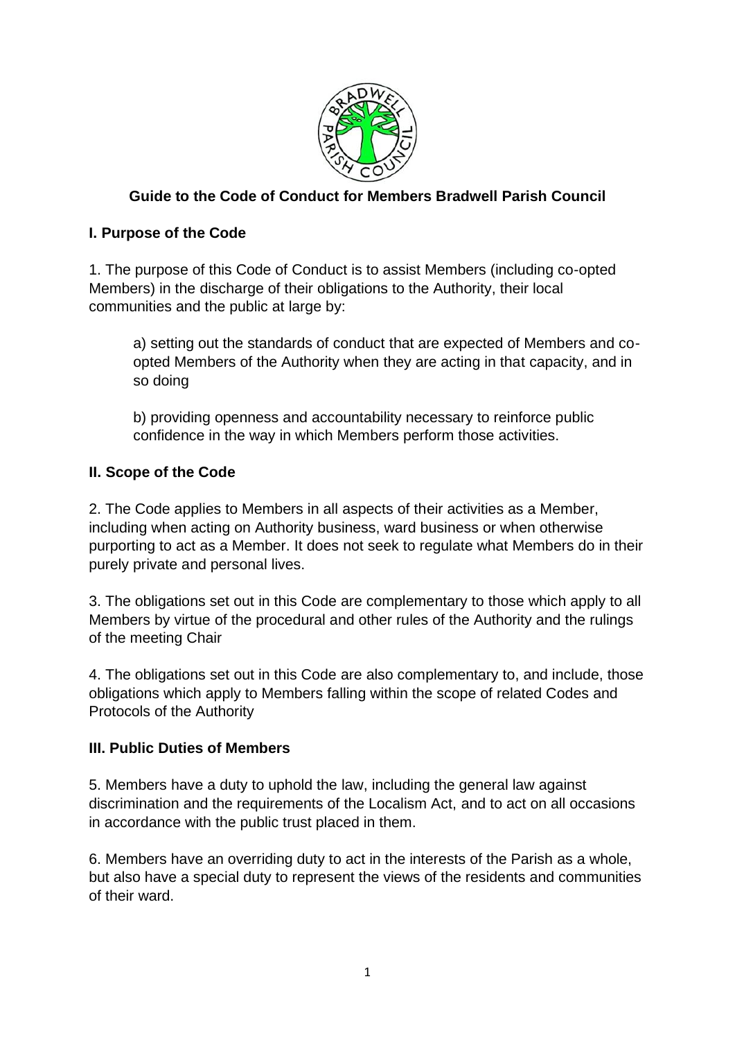## Guide to the Code of Conduct for Members Bradwell Parish Council

### I. Purpose of the Code

1. The purpose of this Code of Conduct is to assist Members (including co-opted Members) in the discharge of their obligations to the Authority, their local communities and the public at large by:

    a) setting out the standards of conduct that are expected of Members and co-opted Members of the Authority when they are acting in that capacity, and in so doing

    b) providing openness and accountability necessary to reinforce public confidence in the way in which Members perform those activities.

### II. Scope of the Code

2. The Code applies to Members in all aspects of their activities as a Member, including when acting on Authority business, ward business or when otherwise purporting to act as a Member. It does not seek to regulate what Members do in their purely private and personal lives.

3. The obligations set out in this Code are complementary to those which apply to all Members by virtue of the procedural and other rules of the Authority and the rulings of the meeting Chair

4. The obligations set out in this Code are also complementary to, and include, those obligations which apply to Members falling within the scope of related Codes and Protocols of the Authority

### III. Public Duties of Members

5. Members have a duty to uphold the law, including the general law against discrimination and the requirements of the Localism Act, and to act on all occasions in accordance with the public trust placed in them.

6. Members have an overriding duty to act in the interests of the Parish as a whole, but also have a special duty to represent the views of the residents and communities of their ward.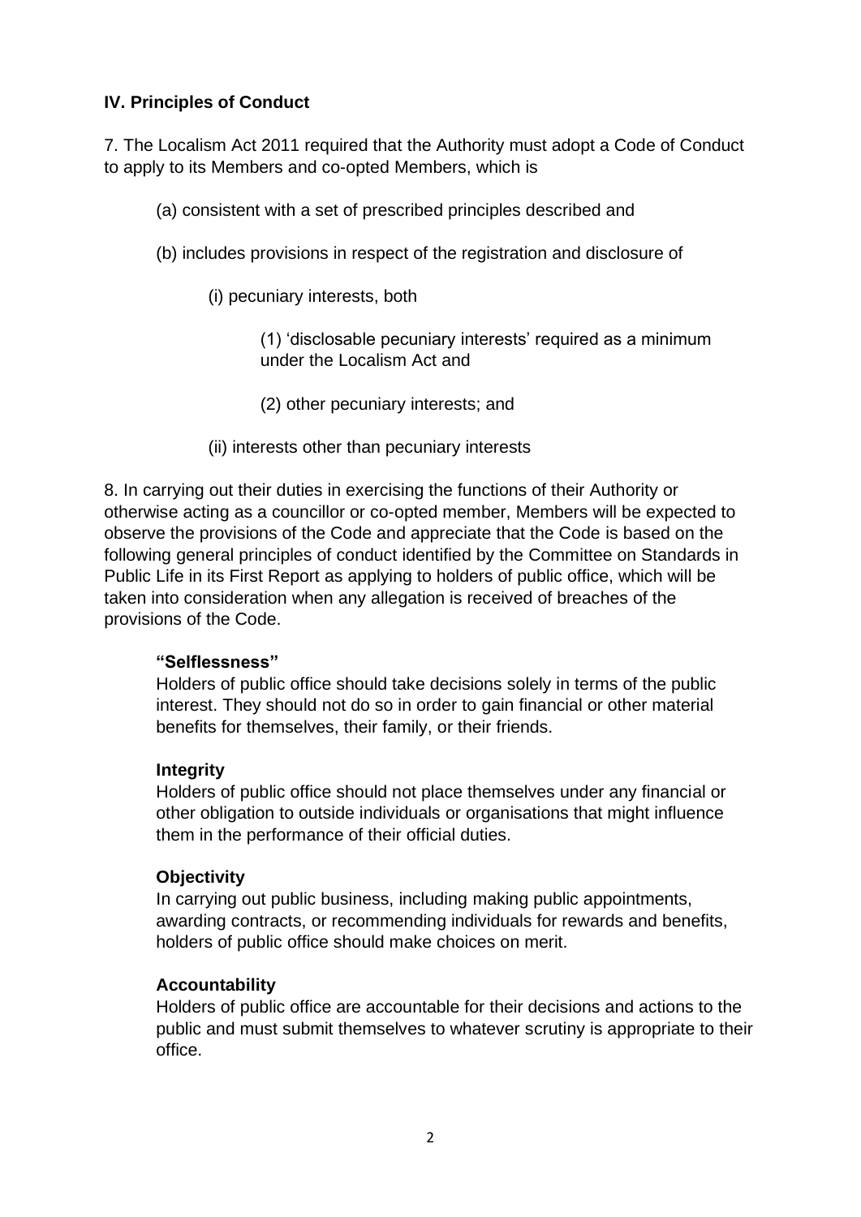## IV. Principles of Conduct

7. The Localism Act 2011 required that the Authority must adopt a Code of Conduct to apply to its Members and co-opted Members, which is

(a) consistent with a set of prescribed principles described and

(b) includes provisions in respect of the registration and disclosure of

(i) pecuniary interests, both

(1) 'disclosable pecuniary interests' required as a minimum under the Localism Act and

(2) other pecuniary interests; and

(ii) interests other than pecuniary interests

8. In carrying out their duties in exercising the functions of their Authority or otherwise acting as a councillor or co-opted member, Members will be expected to observe the provisions of the Code and appreciate that the Code is based on the following general principles of conduct identified by the Committee on Standards in Public Life in its First Report as applying to holders of public office, which will be taken into consideration when any allegation is received of breaches of the provisions of the Code.

**"Selflessness"**
Holders of public office should take decisions solely in terms of the public interest. They should not do so in order to gain financial or other material benefits for themselves, their family, or their friends.

**Integrity**
Holders of public office should not place themselves under any financial or other obligation to outside individuals or organisations that might influence them in the performance of their official duties.

**Objectivity**
In carrying out public business, including making public appointments, awarding contracts, or recommending individuals for rewards and benefits, holders of public office should make choices on merit.

**Accountability**
Holders of public office are accountable for their decisions and actions to the public and must submit themselves to whatever scrutiny is appropriate to their office.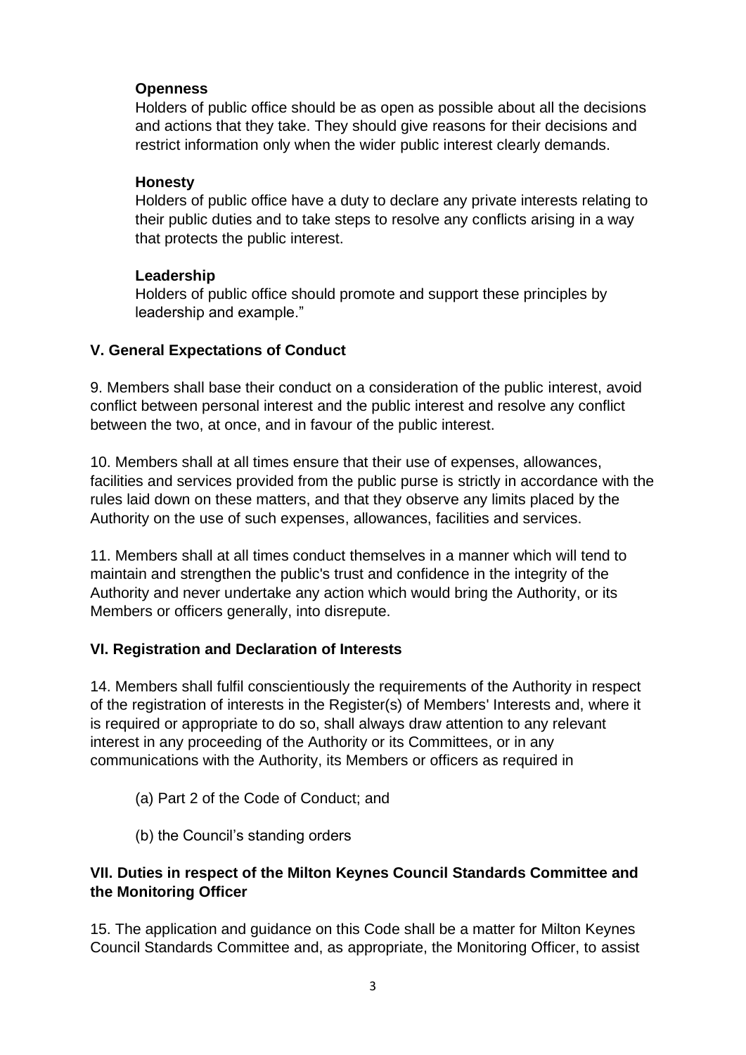**Openness**
Holders of public office should be as open as possible about all the decisions and actions that they take. They should give reasons for their decisions and restrict information only when the wider public interest clearly demands.

**Honesty**
Holders of public office have a duty to declare any private interests relating to their public duties and to take steps to resolve any conflicts arising in a way that protects the public interest.

**Leadership**
Holders of public office should promote and support these principles by leadership and example."

## V. General Expectations of Conduct

9. Members shall base their conduct on a consideration of the public interest, avoid conflict between personal interest and the public interest and resolve any conflict between the two, at once, and in favour of the public interest.

10. Members shall at all times ensure that their use of expenses, allowances, facilities and services provided from the public purse is strictly in accordance with the rules laid down on these matters, and that they observe any limits placed by the Authority on the use of such expenses, allowances, facilities and services.

11. Members shall at all times conduct themselves in a manner which will tend to maintain and strengthen the public's trust and confidence in the integrity of the Authority and never undertake any action which would bring the Authority, or its Members or officers generally, into disrepute.

## VI. Registration and Declaration of Interests

14. Members shall fulfil conscientiously the requirements of the Authority in respect of the registration of interests in the Register(s) of Members' Interests and, where it is required or appropriate to do so, shall always draw attention to any relevant interest in any proceeding of the Authority or its Committees, or in any communications with the Authority, its Members or officers as required in

(a) Part 2 of the Code of Conduct; and

(b) the Council's standing orders

## VII. Duties in respect of the Milton Keynes Council Standards Committee and the Monitoring Officer

15. The application and guidance on this Code shall be a matter for Milton Keynes Council Standards Committee and, as appropriate, the Monitoring Officer, to assist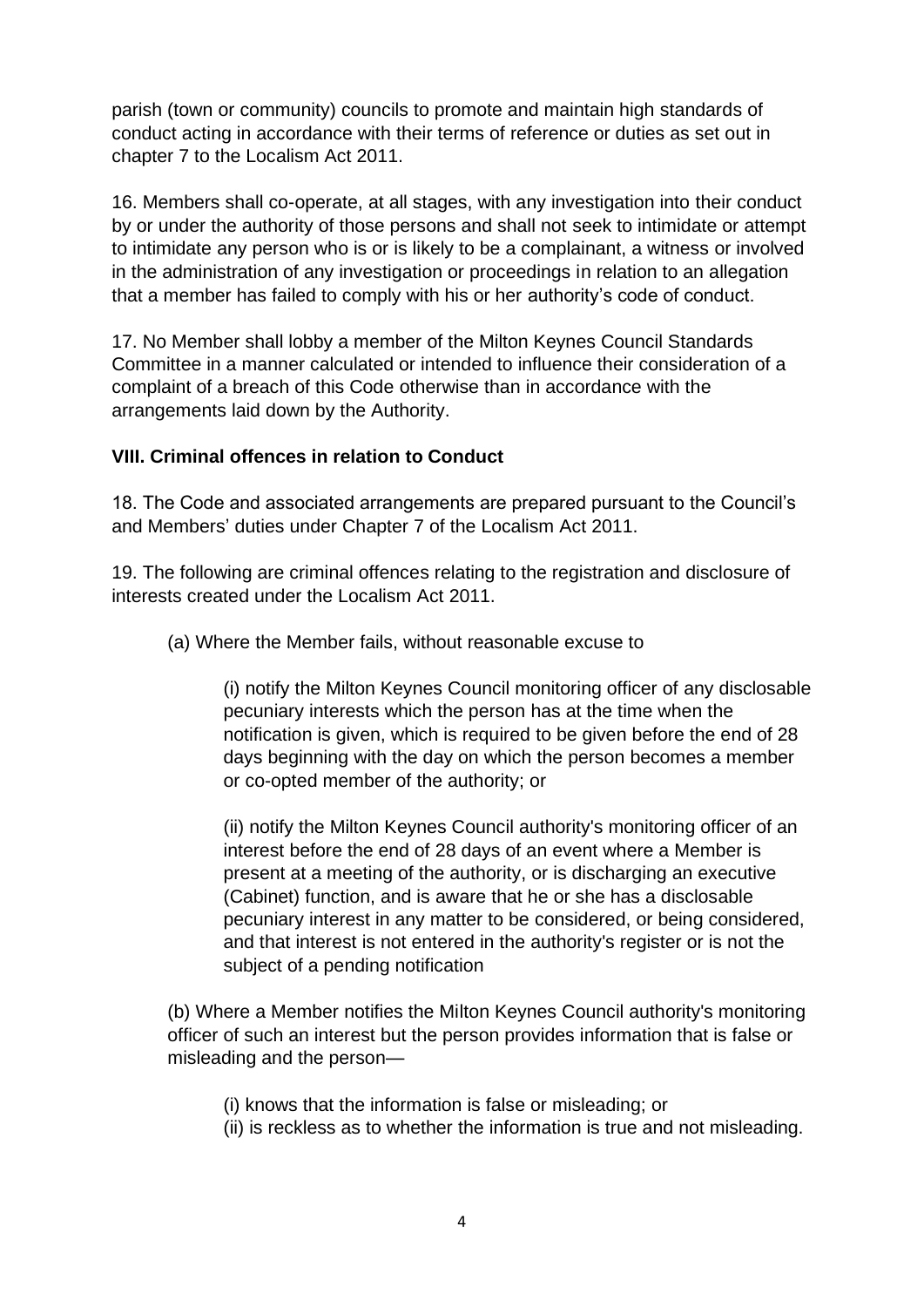parish (town or community) councils to promote and maintain high standards of conduct acting in accordance with their terms of reference or duties as set out in chapter 7 to the Localism Act 2011.

16. Members shall co-operate, at all stages, with any investigation into their conduct by or under the authority of those persons and shall not seek to intimidate or attempt to intimidate any person who is or is likely to be a complainant, a witness or involved in the administration of any investigation or proceedings in relation to an allegation that a member has failed to comply with his or her authority's code of conduct.

17. No Member shall lobby a member of the Milton Keynes Council Standards Committee in a manner calculated or intended to influence their consideration of a complaint of a breach of this Code otherwise than in accordance with the arrangements laid down by the Authority.

**VIII. Criminal offences in relation to Conduct**

18. The Code and associated arrangements are prepared pursuant to the Council's and Members' duties under Chapter 7 of the Localism Act 2011.

19. The following are criminal offences relating to the registration and disclosure of interests created under the Localism Act 2011.

(a) Where the Member fails, without reasonable excuse to

(i) notify the Milton Keynes Council monitoring officer of any disclosable pecuniary interests which the person has at the time when the notification is given, which is required to be given before the end of 28 days beginning with the day on which the person becomes a member or co-opted member of the authority; or

(ii) notify the Milton Keynes Council authority's monitoring officer of an interest before the end of 28 days of an event where a Member is present at a meeting of the authority, or is discharging an executive (Cabinet) function, and is aware that he or she has a disclosable pecuniary interest in any matter to be considered, or being considered, and that interest is not entered in the authority's register or is not the subject of a pending notification

(b) Where a Member notifies the Milton Keynes Council authority's monitoring officer of such an interest but the person provides information that is false or misleading and the person—

(i) knows that the information is false or misleading; or
(ii) is reckless as to whether the information is true and not misleading.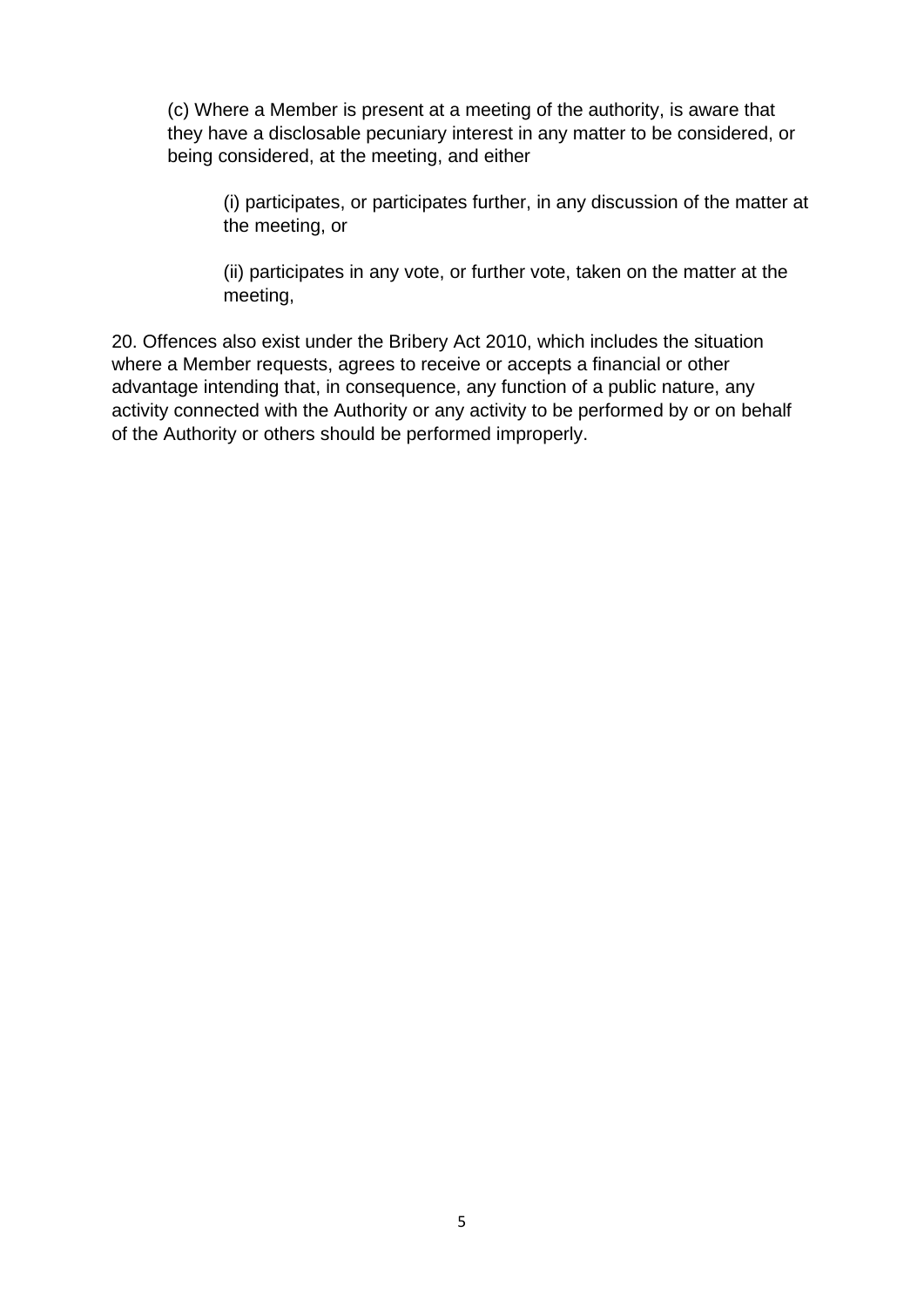(c) Where a Member is present at a meeting of the authority, is aware that they have a disclosable pecuniary interest in any matter to be considered, or being considered, at the meeting, and either

(i) participates, or participates further, in any discussion of the matter at the meeting, or

(ii) participates in any vote, or further vote, taken on the matter at the meeting,

20. Offences also exist under the Bribery Act 2010, which includes the situation where a Member requests, agrees to receive or accepts a financial or other advantage intending that, in consequence, any function of a public nature, any activity connected with the Authority or any activity to be performed by or on behalf of the Authority or others should be performed improperly.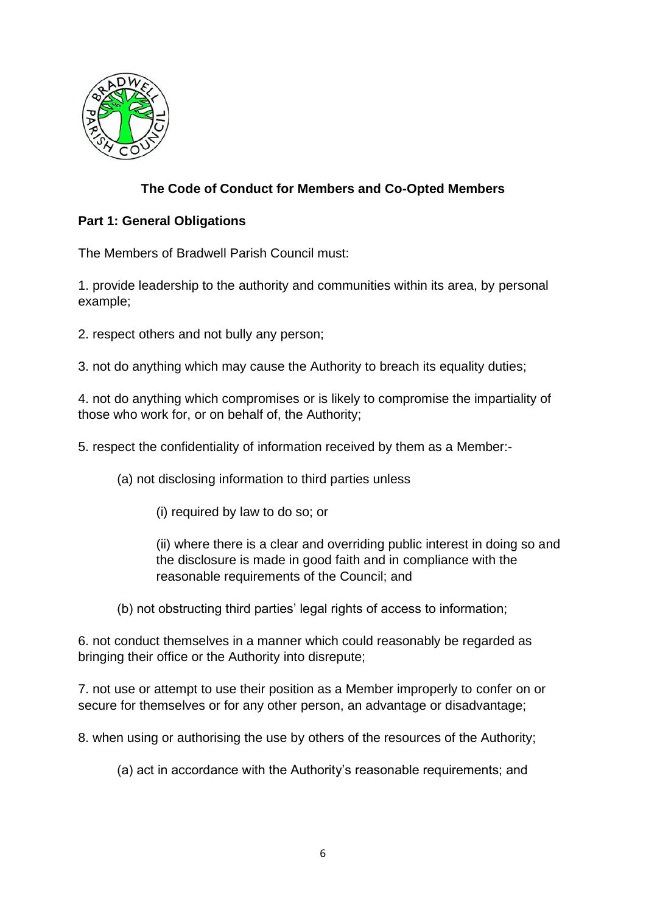## The Code of Conduct for Members and Co-Opted Members

### Part 1: General Obligations

The Members of Bradwell Parish Council must:

1. provide leadership to the authority and communities within its area, by personal example;

2. respect others and not bully any person;

3. not do anything which may cause the Authority to breach its equality duties;

4. not do anything which compromises or is likely to compromise the impartiality of those who work for, or on behalf of, the Authority;

5. respect the confidentiality of information received by them as a Member:-

   (a) not disclosing information to third parties unless

      (i) required by law to do so; or

      (ii) where there is a clear and overriding public interest in doing so and the disclosure is made in good faith and in compliance with the reasonable requirements of the Council; and

   (b) not obstructing third parties' legal rights of access to information;

6. not conduct themselves in a manner which could reasonably be regarded as bringing their office or the Authority into disrepute;

7. not use or attempt to use their position as a Member improperly to confer on or secure for themselves or for any other person, an advantage or disadvantage;

8. when using or authorising the use by others of the resources of the Authority;

   (a) act in accordance with the Authority's reasonable requirements; and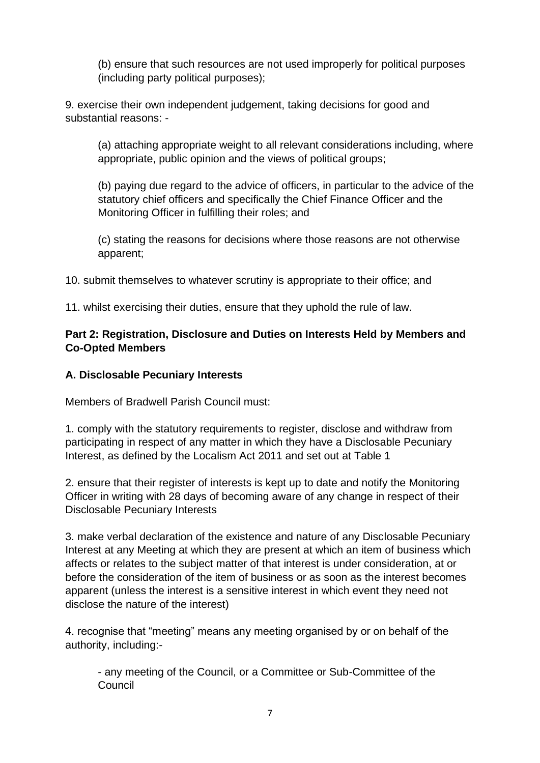(b) ensure that such resources are not used improperly for political purposes (including party political purposes);

9. exercise their own independent judgement, taking decisions for good and substantial reasons: -

(a) attaching appropriate weight to all relevant considerations including, where appropriate, public opinion and the views of political groups;

(b) paying due regard to the advice of officers, in particular to the advice of the statutory chief officers and specifically the Chief Finance Officer and the Monitoring Officer in fulfilling their roles; and

(c) stating the reasons for decisions where those reasons are not otherwise apparent;

10. submit themselves to whatever scrutiny is appropriate to their office; and

11. whilst exercising their duties, ensure that they uphold the rule of law.

**Part 2: Registration, Disclosure and Duties on Interests Held by Members and Co-Opted Members**

**A. Disclosable Pecuniary Interests**

Members of Bradwell Parish Council must:

1. comply with the statutory requirements to register, disclose and withdraw from participating in respect of any matter in which they have a Disclosable Pecuniary Interest, as defined by the Localism Act 2011 and set out at Table 1

2. ensure that their register of interests is kept up to date and notify the Monitoring Officer in writing with 28 days of becoming aware of any change in respect of their Disclosable Pecuniary Interests

3. make verbal declaration of the existence and nature of any Disclosable Pecuniary Interest at any Meeting at which they are present at which an item of business which affects or relates to the subject matter of that interest is under consideration, at or before the consideration of the item of business or as soon as the interest becomes apparent (unless the interest is a sensitive interest in which event they need not disclose the nature of the interest)

4. recognise that "meeting" means any meeting organised by or on behalf of the authority, including:-

- any meeting of the Council, or a Committee or Sub-Committee of the Council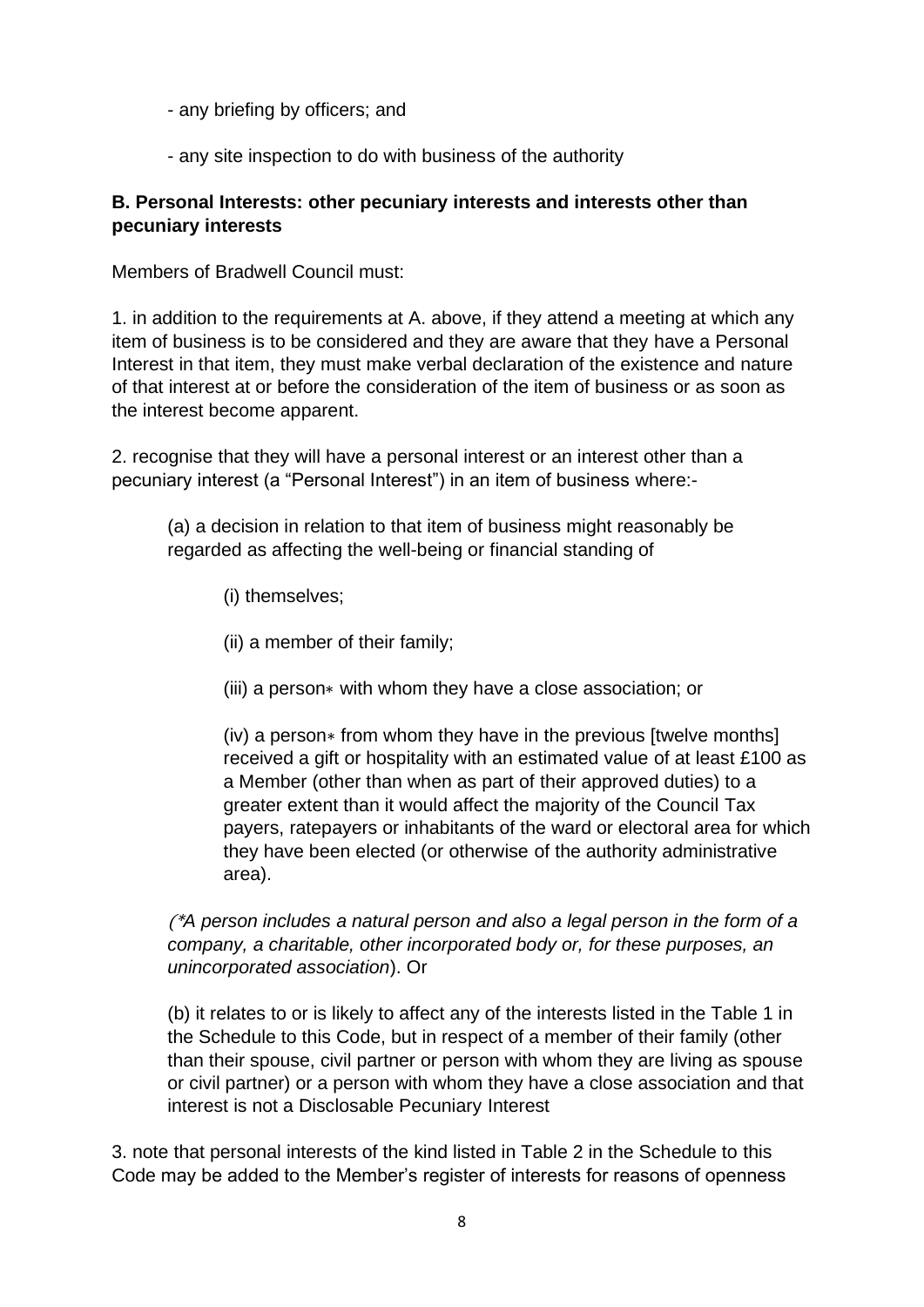- any briefing by officers; and

- any site inspection to do with business of the authority

**B. Personal Interests: other pecuniary interests and interests other than pecuniary interests**

Members of Bradwell Council must:

1. in addition to the requirements at A. above, if they attend a meeting at which any item of business is to be considered and they are aware that they have a Personal Interest in that item, they must make verbal declaration of the existence and nature of that interest at or before the consideration of the item of business or as soon as the interest become apparent.

2. recognise that they will have a personal interest or an interest other than a pecuniary interest (a "Personal Interest") in an item of business where:-

   (a) a decision in relation to that item of business might reasonably be regarded as affecting the well-being or financial standing of

      (i) themselves;

      (ii) a member of their family;

      (iii) a person* with whom they have a close association; or

      (iv) a person* from whom they have in the previous [twelve months] received a gift or hospitality with an estimated value of at least £100 as a Member (other than when as part of their approved duties) to a greater extent than it would affect the majority of the Council Tax payers, ratepayers or inhabitants of the ward or electoral area for which they have been elected (or otherwise of the authority administrative area).

   *(\*A person includes a natural person and also a legal person in the form of a company, a charitable, other incorporated body or, for these purposes, an unincorporated association*). Or

   (b) it relates to or is likely to affect any of the interests listed in the Table 1 in the Schedule to this Code, but in respect of a member of their family (other than their spouse, civil partner or person with whom they are living as spouse or civil partner) or a person with whom they have a close association and that interest is not a Disclosable Pecuniary Interest

3. note that personal interests of the kind listed in Table 2 in the Schedule to this Code may be added to the Member's register of interests for reasons of openness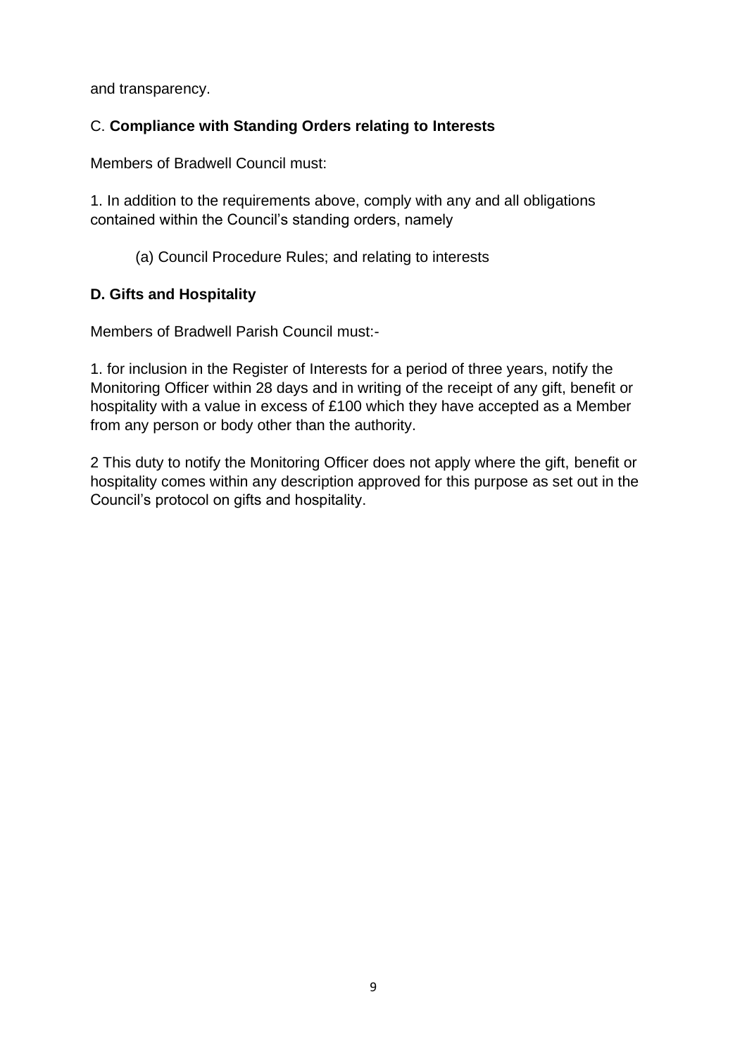and transparency.

C. **Compliance with Standing Orders relating to Interests**

Members of Bradwell Council must:

1. In addition to the requirements above, comply with any and all obligations contained within the Council's standing orders, namely

    (a) Council Procedure Rules; and relating to interests

**D. Gifts and Hospitality**

Members of Bradwell Parish Council must:-

1. for inclusion in the Register of Interests for a period of three years, notify the Monitoring Officer within 28 days and in writing of the receipt of any gift, benefit or hospitality with a value in excess of £100 which they have accepted as a Member from any person or body other than the authority.

2 This duty to notify the Monitoring Officer does not apply where the gift, benefit or hospitality comes within any description approved for this purpose as set out in the Council's protocol on gifts and hospitality.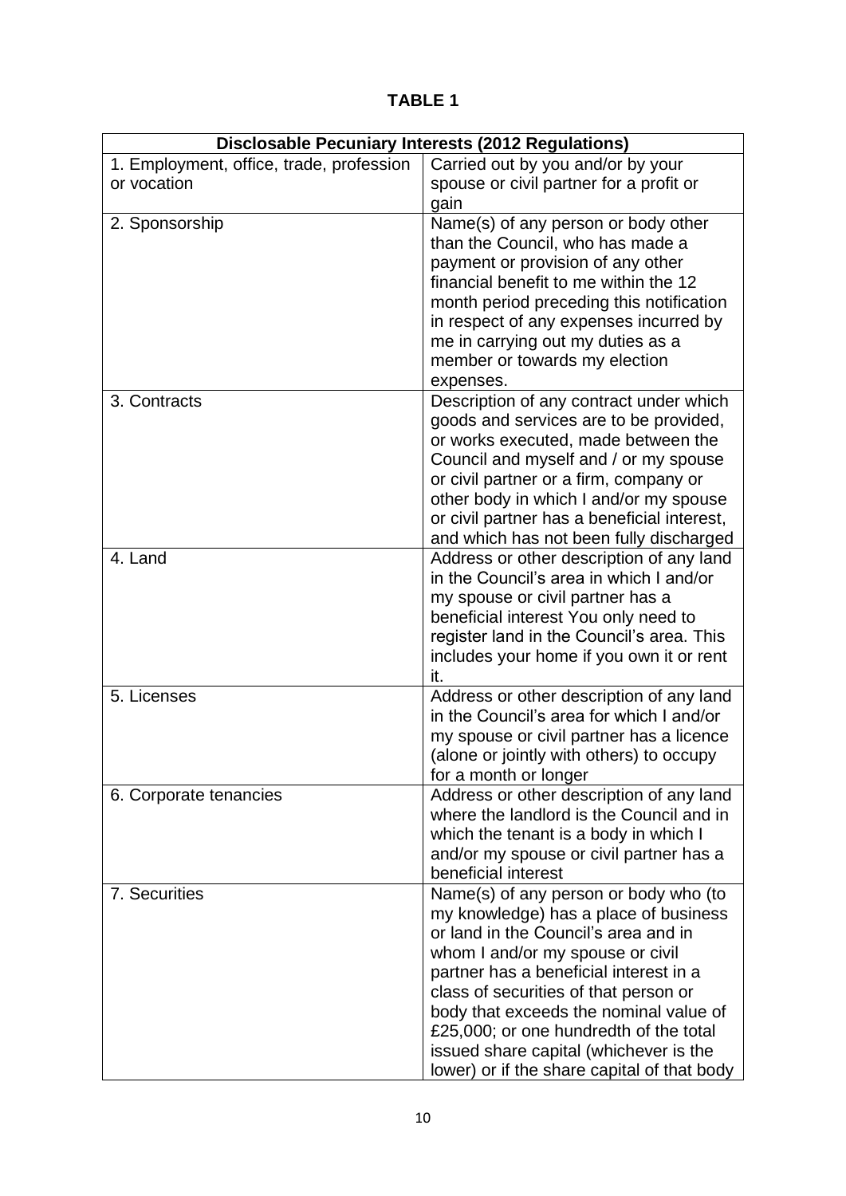**TABLE 1**

| Disclosable Pecuniary Interests (2012 Regulations) | |
|---|---|
| 1. Employment, office, trade, profession or vocation | Carried out by you and/or by your spouse or civil partner for a profit or gain |
| 2. Sponsorship | Name(s) of any person or body other than the Council, who has made a payment or provision of any other financial benefit to me within the 12 month period preceding this notification in respect of any expenses incurred by me in carrying out my duties as a member or towards my election expenses. |
| 3. Contracts | Description of any contract under which goods and services are to be provided, or works executed, made between the Council and myself and / or my spouse or civil partner or a firm, company or other body in which I and/or my spouse or civil partner has a beneficial interest, and which has not been fully discharged |
| 4. Land | Address or other description of any land in the Council's area in which I and/or my spouse or civil partner has a beneficial interest You only need to register land in the Council's area. This includes your home if you own it or rent it. |
| 5. Licenses | Address or other description of any land in the Council's area for which I and/or my spouse or civil partner has a licence (alone or jointly with others) to occupy for a month or longer |
| 6. Corporate tenancies | Address or other description of any land where the landlord is the Council and in which the tenant is a body in which I and/or my spouse or civil partner has a beneficial interest |
| 7. Securities | Name(s) of any person or body who (to my knowledge) has a place of business or land in the Council's area and in whom I and/or my spouse or civil partner has a beneficial interest in a class of securities of that person or body that exceeds the nominal value of £25,000; or one hundredth of the total issued share capital (whichever is the lower) or if the share capital of that body |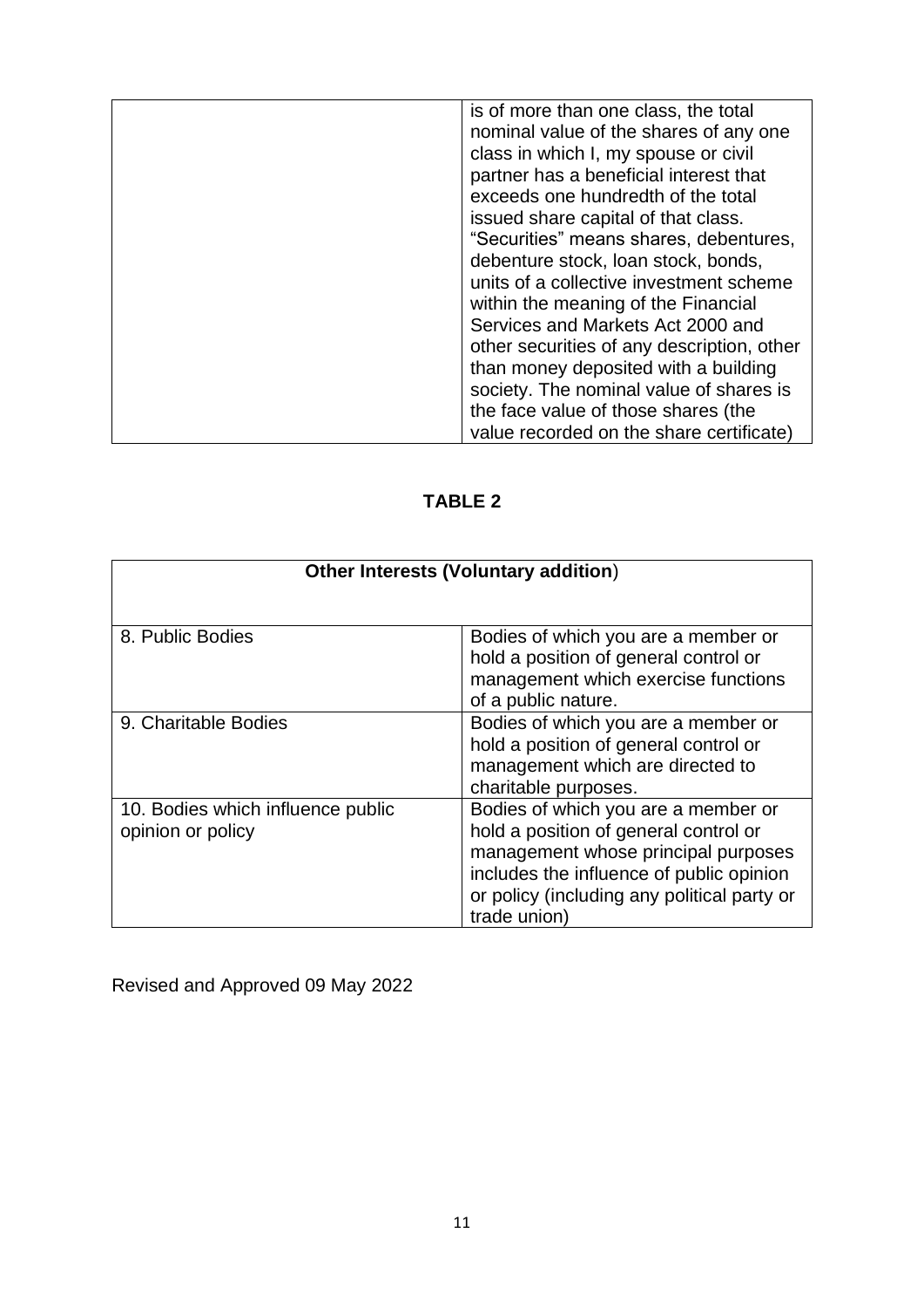| | |
|---|---|
| | is of more than one class, the total nominal value of the shares of any one class in which I, my spouse or civil partner has a beneficial interest that exceeds one hundredth of the total issued share capital of that class. "Securities" means shares, debentures, debenture stock, loan stock, bonds, units of a collective investment scheme within the meaning of the Financial Services and Markets Act 2000 and other securities of any description, other than money deposited with a building society. The nominal value of shares is the face value of those shares (the value recorded on the share certificate) |

## TABLE 2

| **Other Interests (Voluntary addition)** | |
|---|---|
| 8. Public Bodies | Bodies of which you are a member or hold a position of general control or management which exercise functions of a public nature. |
| 9. Charitable Bodies | Bodies of which you are a member or hold a position of general control or management which are directed to charitable purposes. |
| 10. Bodies which influence public opinion or policy | Bodies of which you are a member or hold a position of general control or management whose principal purposes includes the influence of public opinion or policy (including any political party or trade union) |

Revised and Approved 09 May 2022